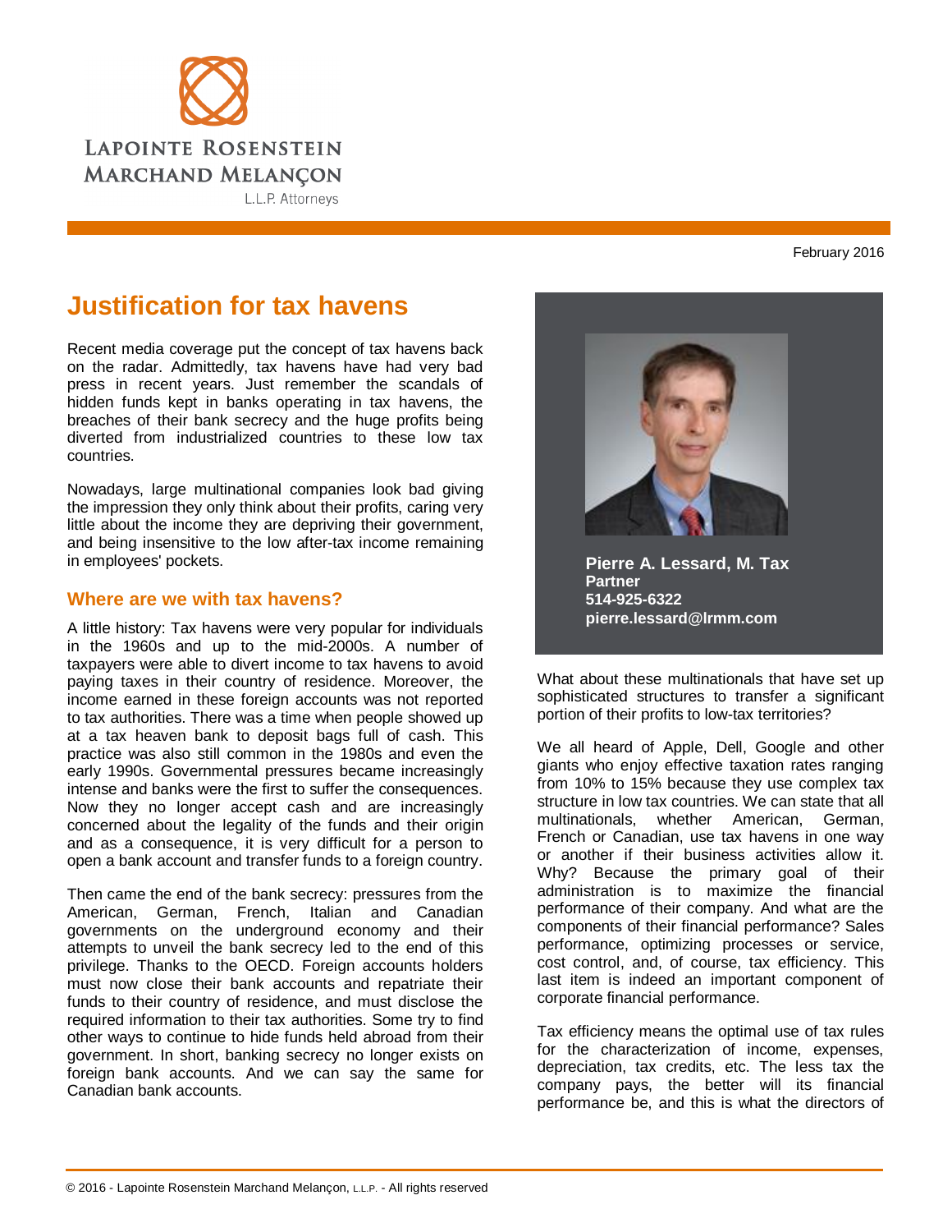LAPOINTE ROSENSTEIN MARCHAND MELANÇON

L.L.P. Attorneys

February 2016

# Justification for tax havens

Recent media coverage put the concept of tax havens back on the radar. Admittedly, tax havens have had very bad press in recent years. Just remember the scandals of hidden funds kept in banks operating in tax havens, the breaches of their bank secrecy and the huge profits being diverted from industrialized countries to these low tax countries.

Nowadays, large multinational companies look bad giving the impression they only think about their profits, caring very little about the income they are depriving their government, and being insensitive to the low after-tax income remaining in employees' pockets.

## Where are we with tax havens?

A little history: Tax havens were very popular for individuals in the 1960s and up to the mid-2000s. A number of taxpayers were able to divert income to tax havens to avoid paying taxes in their country of residence. Moreover, the income earned in these foreign accounts was not reported to tax authorities. There was a time when people showed up at a tax heaven bank to deposit bags full of cash. This practice was also still common in the 1980s and even the early 1990s. Governmental pressures became increasingly intense and banks were the first to suffer the consequences. Now they no longer accept cash and are increasingly concerned about the legality of the funds and their origin and as a consequence, it is very difficult for a person to open a bank account and transfer funds to a foreign country.

Then came the end of the bank secrecy: pressures from the American, German, French, Italian and Canadian governments on the underground economy and their attempts to unveil the bank secrecy led to the end of this privilege. Thanks to the OECD. Foreign accounts holders must now close their bank accounts and repatriate their funds to their country of residence, and must disclose the required information to their tax authorities. Some try to find other ways to continue to hide funds held abroad from their government. In short, banking secrecy no longer exists on foreign bank accounts. And we can say the same for Canadian bank accounts.

**Pierre A. Lessard, M. Tax**
**Partner**
**514-925-6322**
**pierre.lessard@lrmm.com**

What about these multinationals that have set up sophisticated structures to transfer a significant portion of their profits to low-tax territories?

We all heard of Apple, Dell, Google and other giants who enjoy effective taxation rates ranging from 10% to 15% because they use complex tax structure in low tax countries. We can state that all multinationals, whether American, German, French or Canadian, use tax havens in one way or another if their business activities allow it. Why? Because the primary goal of their administration is to maximize the financial performance of their company. And what are the components of their financial performance? Sales performance, optimizing processes or service, cost control, and, of course, tax efficiency. This last item is indeed an important component of corporate financial performance.

Tax efficiency means the optimal use of tax rules for the characterization of income, expenses, depreciation, tax credits, etc. The less tax the company pays, the better will its financial performance be, and this is what the directors of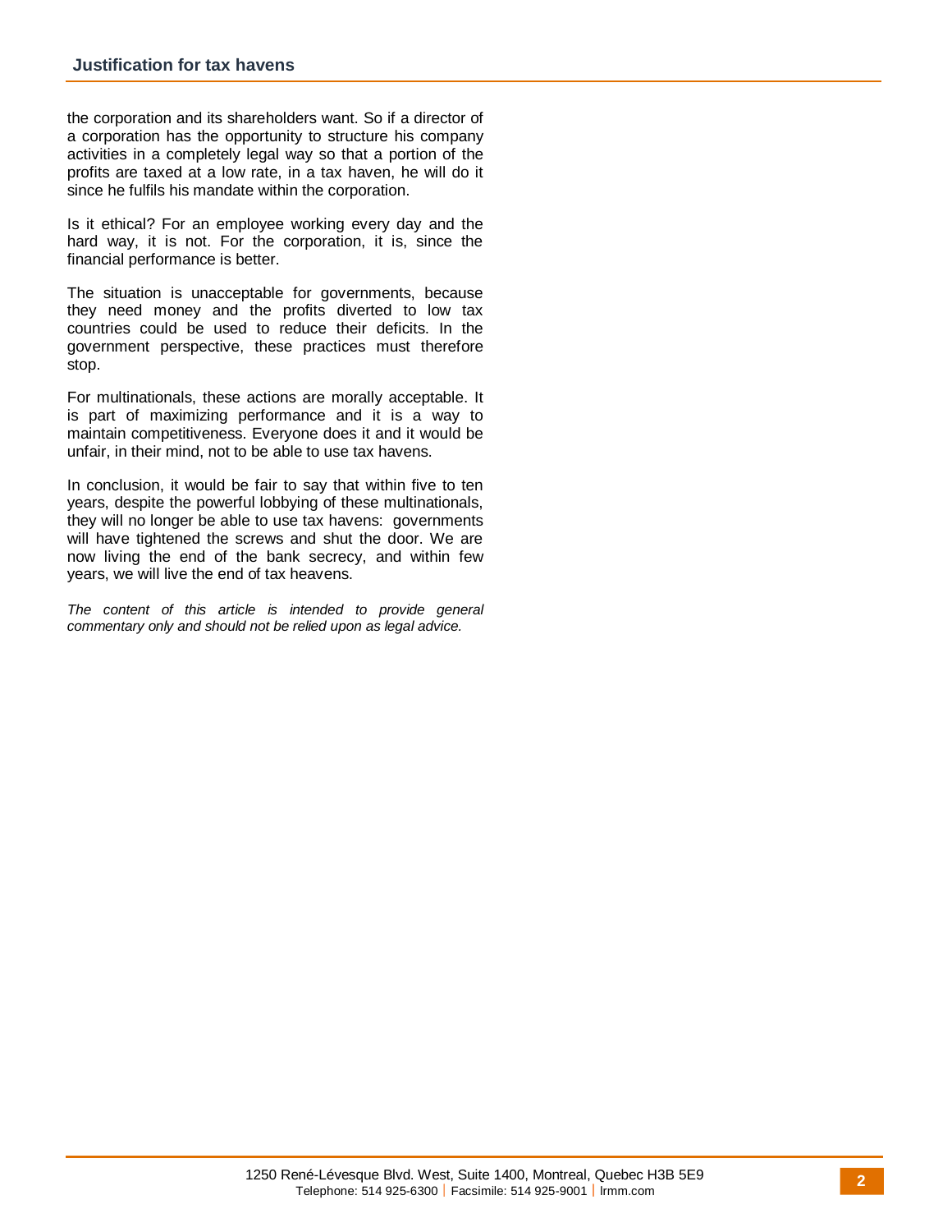the corporation and its shareholders want. So if a director of a corporation has the opportunity to structure his company activities in a completely legal way so that a portion of the profits are taxed at a low rate, in a tax haven, he will do it since he fulfils his mandate within the corporation.

Is it ethical? For an employee working every day and the hard way, it is not. For the corporation, it is, since the financial performance is better.

The situation is unacceptable for governments, because they need money and the profits diverted to low tax countries could be used to reduce their deficits. In the government perspective, these practices must therefore stop.

For multinationals, these actions are morally acceptable. It is part of maximizing performance and it is a way to maintain competitiveness. Everyone does it and it would be unfair, in their mind, not to be able to use tax havens.

In conclusion, it would be fair to say that within five to ten years, despite the powerful lobbying of these multinationals, they will no longer be able to use tax havens: governments will have tightened the screws and shut the door. We are now living the end of the bank secrecy, and within few years, we will live the end of tax heavens.

*The content of this article is intended to provide general commentary only and should not be relied upon as legal advice.*